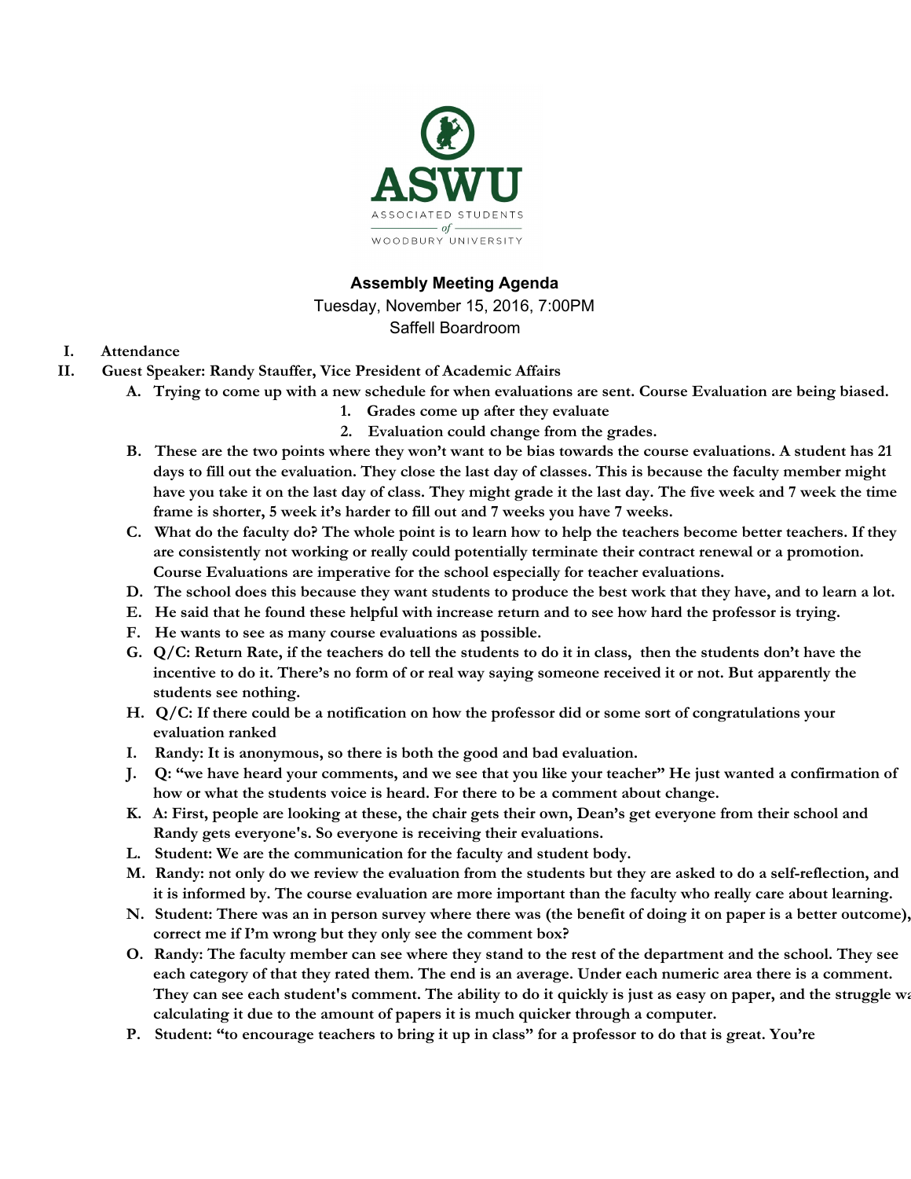ASWU

ASSOCIATED STUDENTS of WOODBURY UNIVERSITY

**Assembly Meeting Agenda**

Tuesday, November 15, 2016, 7:00PM

Saffell Boardroom

I. **Attendance**

II. **Guest Speaker: Randy Stauffer, Vice President of Academic Affairs**

  A. **Trying to come up with a new schedule for when evaluations are sent. Course Evaluation are being biased.**
    1. **Grades come up after they evaluate**
    2. **Evaluation could change from the grades.**

  B. **These are the two points where they won't want to be bias towards the course evaluations. A student has 21 days to fill out the evaluation. They close the last day of classes. This is because the faculty member might have you take it on the last day of class. They might grade it the last day. The five week and 7 week the time frame is shorter, 5 week it's harder to fill out and 7 weeks you have 7 weeks.**

  C. **What do the faculty do? The whole point is to learn how to help the teachers become better teachers. If they are consistently not working or really could potentially terminate their contract renewal or a promotion. Course Evaluations are imperative for the school especially for teacher evaluations.**

  D. **The school does this because they want students to produce the best work that they have, and to learn a lot.**

  E. **He said that he found these helpful with increase return and to see how hard the professor is trying.**

  F. **He wants to see as many course evaluations as possible.**

  G. **Q/C: Return Rate, if the teachers do tell the students to do it in class, then the students don't have the incentive to do it. There's no form of or real way saying someone received it or not. But apparently the students see nothing.**

  H. **Q/C: If there could be a notification on how the professor did or some sort of congratulations your evaluation ranked**

  I. **Randy: It is anonymous, so there is both the good and bad evaluation.**

  J. **Q: "we have heard your comments, and we see that you like your teacher" He just wanted a confirmation of how or what the students voice is heard. For there to be a comment about change.**

  K. **A: First, people are looking at these, the chair gets their own, Dean's get everyone from their school and Randy gets everyone's. So everyone is receiving their evaluations.**

  L. **Student: We are the communication for the faculty and student body.**

  M. **Randy: not only do we review the evaluation from the students but they are asked to do a self-reflection, and it is informed by. The course evaluation are more important than the faculty who really care about learning.**

  N. **Student: There was an in person survey where there was (the benefit of doing it on paper is a better outcome), correct me if I'm wrong but they only see the comment box?**

  O. **Randy: The faculty member can see where they stand to the rest of the department and the school. They see each category of that they rated them. The end is an average. Under each numeric area there is a comment. They can see each student's comment. The ability to do it quickly is just as easy on paper, and the struggle wa calculating it due to the amount of papers it is much quicker through a computer.**

  P. **Student: "to encourage teachers to bring it up in class" for a professor to do that is great. You're**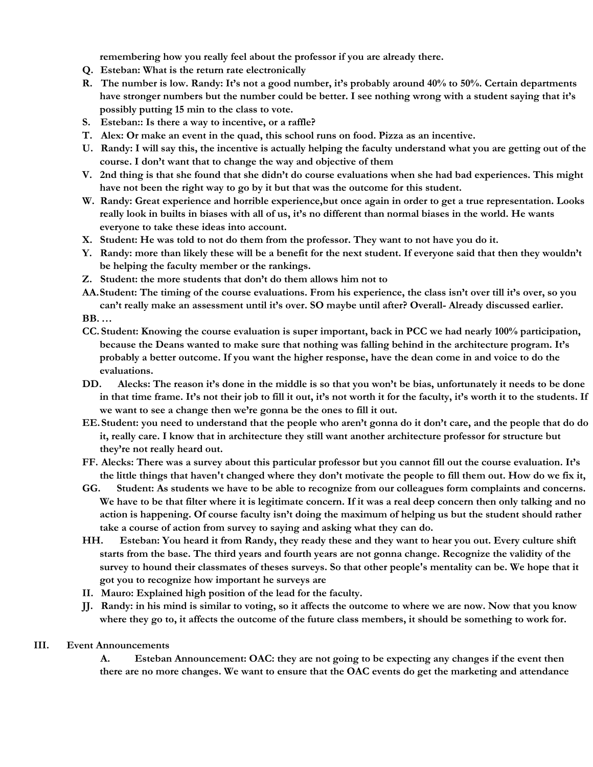**remembering how you really feel about the professor if you are already there.**

- **Q. Esteban: What is the return rate electronically**
- **R. The number is low. Randy: It's not a good number, it's probably around 40% to 50%. Certain departments have stronger numbers but the number could be better. I see nothing wrong with a student saying that it's possibly putting 15 min to the class to vote.**
- **S. Esteban:: Is there a way to incentive, or a raffle?**
- **T. Alex: Or make an event in the quad, this school runs on food. Pizza as an incentive.**
- **U. Randy: I will say this, the incentive is actually helping the faculty understand what you are getting out of the course. I don't want that to change the way and objective of them**
- **V. 2nd thing is that she found that she didn't do course evaluations when she had bad experiences. This might have not been the right way to go by it but that was the outcome for this student.**
- **W. Randy: Great experience and horrible experience,but once again in order to get a true representation. Looks really look in builts in biases with all of us, it's no different than normal biases in the world. He wants everyone to take these ideas into account.**
- **X. Student: He was told to not do them from the professor. They want to not have you do it.**
- **Y. Randy: more than likely these will be a benefit for the next student. If everyone said that then they wouldn't be helping the faculty member or the rankings.**
- **Z. Student: the more students that don't do them allows him not to**
- **AA. Student: The timing of the course evaluations. From his experience, the class isn't over till it's over, so you can't really make an assessment until it's over. SO maybe until after? Overall- Already discussed earlier.**
- **BB. …**
- **CC. Student: Knowing the course evaluation is super important, back in PCC we had nearly 100% participation, because the Deans wanted to make sure that nothing was falling behind in the architecture program. It's probably a better outcome. If you want the higher response, have the dean come in and voice to do the evaluations.**
- **DD. Alecks: The reason it's done in the middle is so that you won't be bias, unfortunately it needs to be done in that time frame. It's not their job to fill it out, it's not worth it for the faculty, it's worth it to the students. If we want to see a change then we're gonna be the ones to fill it out.**
- **EE. Student: you need to understand that the people who aren't gonna do it don't care, and the people that do do it, really care. I know that in architecture they still want another architecture professor for structure but they're not really heard out.**
- **FF. Alecks: There was a survey about this particular professor but you cannot fill out the course evaluation. It's the little things that haven't changed where they don't motivate the people to fill them out. How do we fix it,**
- **GG. Student: As students we have to be able to recognize from our colleagues form complaints and concerns. We have to be that filter where it is legitimate concern. If it was a real deep concern then only talking and no action is happening. Of course faculty isn't doing the maximum of helping us but the student should rather take a course of action from survey to saying and asking what they can do.**
- **HH. Esteban: You heard it from Randy, they ready these and they want to hear you out. Every culture shift starts from the base. The third years and fourth years are not gonna change. Recognize the validity of the survey to hound their classmates of theses surveys. So that other people's mentality can be. We hope that it got you to recognize how important he surveys are**
- **II. Mauro: Explained high position of the lead for the faculty.**
- **JJ. Randy: in his mind is similar to voting, so it affects the outcome to where we are now. Now that you know where they go to, it affects the outcome of the future class members, it should be something to work for.**

## III. Event Announcements

- **A. Esteban Announcement: OAC: they are not going to be expecting any changes if the event then there are no more changes. We want to ensure that the OAC events do get the marketing and attendance**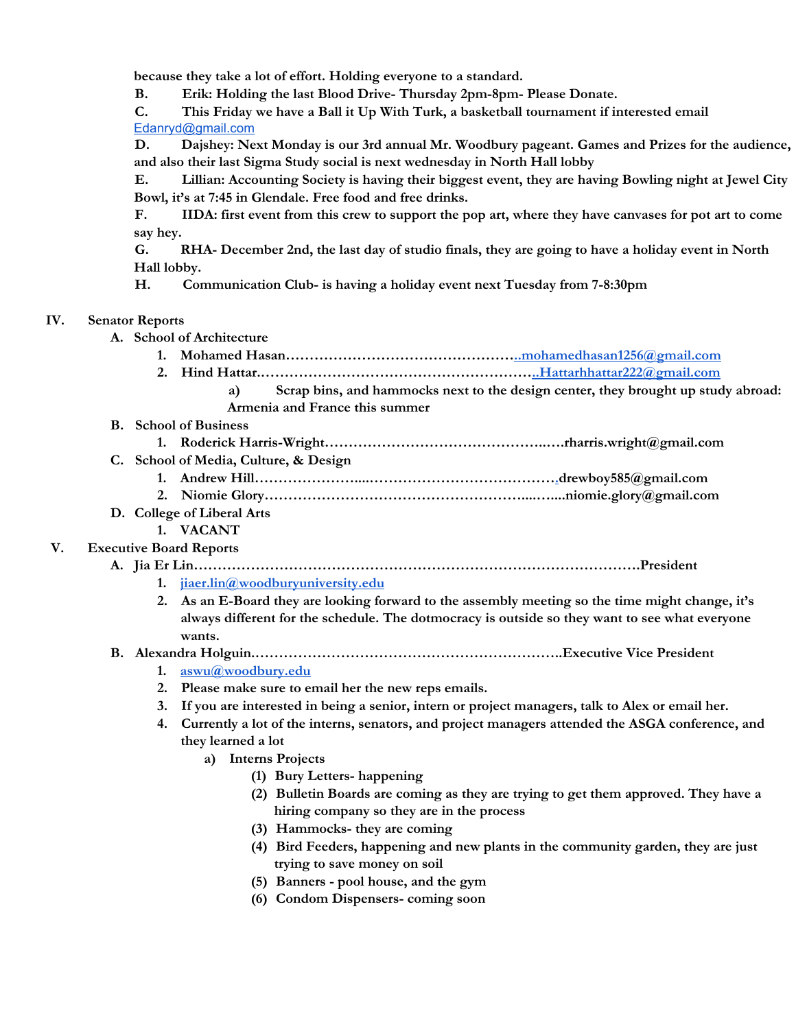**because they take a lot of effort. Holding everyone to a standard.**

- **B. Erik: Holding the last Blood Drive- Thursday 2pm-8pm- Please Donate.**
- **C. This Friday we have a Ball it Up With Turk, a basketball tournament if interested email** Edanryd@gmail.com
- **D. Dajshey: Next Monday is our 3rd annual Mr. Woodbury pageant. Games and Prizes for the audience, and also their last Sigma Study social is next wednesday in North Hall lobby**
- **E. Lillian: Accounting Society is having their biggest event, they are having Bowling night at Jewel City Bowl, it's at 7:45 in Glendale. Free food and free drinks.**
- **F. IIDA: first event from this crew to support the pop art, where they have canvases for pot art to come say hey.**
- **G. RHA- December 2nd, the last day of studio finals, they are going to have a holiday event in North Hall lobby.**
- **H. Communication Club- is having a holiday event next Tuesday from 7-8:30pm**

**IV. Senator Reports**

- **A. School of Architecture**
  1. **Mohamed Hasan……………………………………………..mohamedhasan1256@gmail.com**
  2. **Hind Hattar.……………………………………………………..Hattarhhattar222@gmail.com**
     - **a) Scrap bins, and hammocks next to the design center, they brought up study abroad: Armenia and France this summer**
- **B. School of Business**
  1. **Roderick Harris-Wright……………………………………….….rharris.wright@gmail.com**
- **C. School of Media, Culture, & Design**
  1. **Andrew Hill…………………...………………………………….drewboy585@gmail.com**
  2. **Niomie Glory…………………………………………………...…...niomie.glory@gmail.com**
- **D. College of Liberal Arts**
  1. **VACANT**

**V. Executive Board Reports**

- **A. Jia Er Lin……………………………………………………………………………………President**
  1. **jiaer.lin@woodburyuniversity.edu**
  2. **As an E-Board they are looking forward to the assembly meeting so the time might change, it's always different for the schedule. The dotmocracy is outside so they want to see what everyone wants.**
- **B. Alexandra Holguin.………………………………………………………..Executive Vice President**
  1. **aswu@woodbury.edu**
  2. **Please make sure to email her the new reps emails.**
  3. **If you are interested in being a senior, intern or project managers, talk to Alex or email her.**
  4. **Currently a lot of the interns, senators, and project managers attended the ASGA conference, and they learned a lot**
     - **a) Interns Projects**
       - **(1) Bury Letters- happening**
       - **(2) Bulletin Boards are coming as they are trying to get them approved. They have a hiring company so they are in the process**
       - **(3) Hammocks- they are coming**
       - **(4) Bird Feeders, happening and new plants in the community garden, they are just trying to save money on soil**
       - **(5) Banners - pool house, and the gym**
       - **(6) Condom Dispensers- coming soon**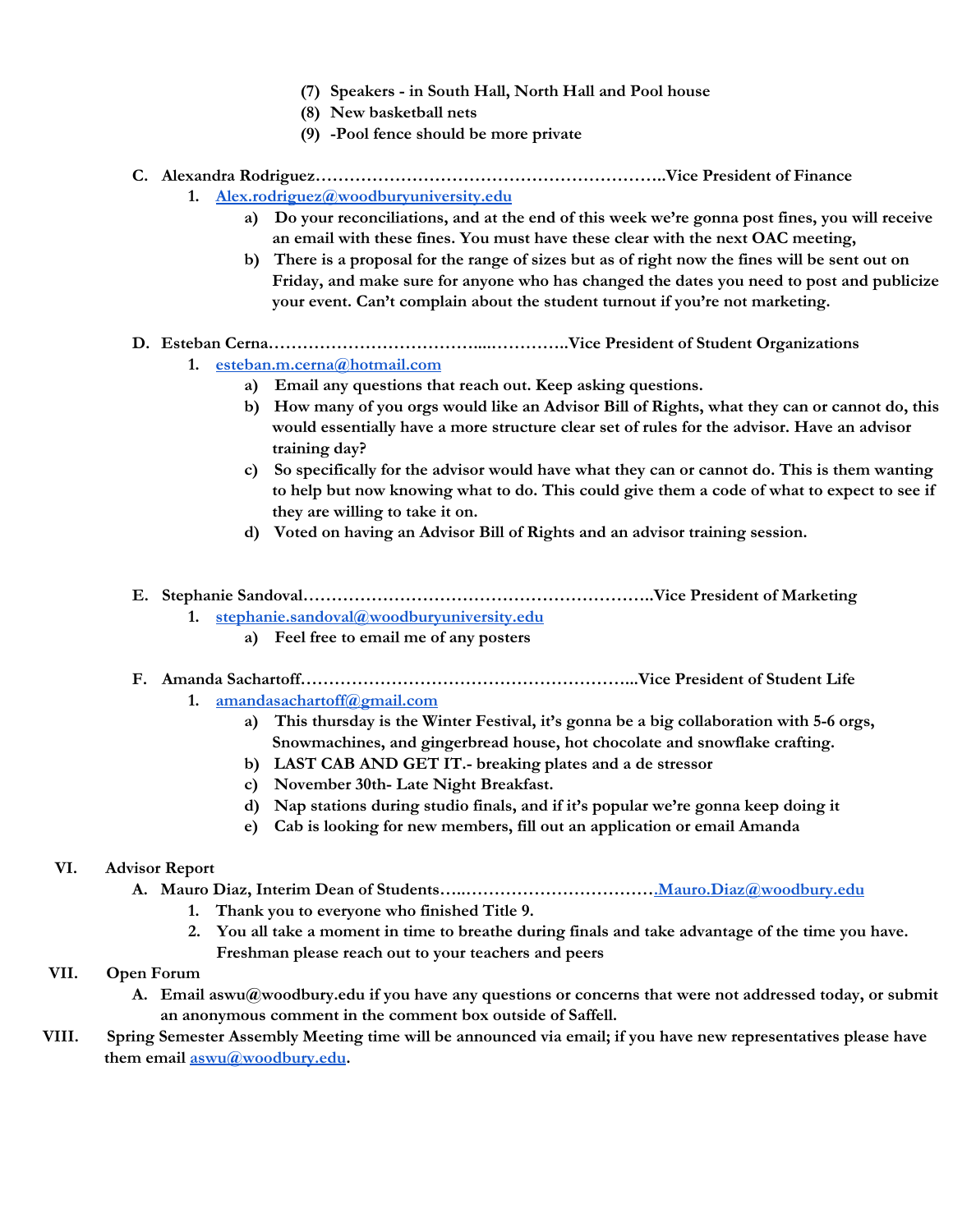(7) Speakers - in South Hall, North Hall and Pool house
(8) New basketball nets
(9) -Pool fence should be more private

C. **Alexandra Rodriguez……………………………………………………..Vice President of Finance**

1. [Alex.rodriguez@woodburyuniversity.edu](mailto:Alex.rodriguez@woodburyuniversity.edu)
   a) Do your reconciliations, and at the end of this week we're gonna post fines, you will receive an email with these fines. You must have these clear with the next OAC meeting,
   b) There is a proposal for the range of sizes but as of right now the fines will be sent out on Friday, and make sure for anyone who has changed the dates you need to post and publicize your event. Can't complain about the student turnout if you're not marketing.

D. **Esteban Cerna………………………………...…………..Vice President of Student Organizations**

1. [esteban.m.cerna@hotmail.com](mailto:esteban.m.cerna@hotmail.com)
   a) Email any questions that reach out. Keep asking questions.
   b) How many of you orgs would like an Advisor Bill of Rights, what they can or cannot do, this would essentially have a more structure clear set of rules for the advisor. Have an advisor training day?
   c) So specifically for the advisor would have what they can or cannot do. This is them wanting to help but now knowing what to do. This could give them a code of what to expect to see if they are willing to take it on.
   d) Voted on having an Advisor Bill of Rights and an advisor training session.

E. **Stephanie Sandoval……………………………………………………..Vice President of Marketing**

1. [stephanie.sandoval@woodburyuniversity.edu](mailto:stephanie.sandoval@woodburyuniversity.edu)
   a) Feel free to email me of any posters

F. **Amanda Sachartoff…………………………………………………...Vice President of Student Life**

1. [amandasachartoff@gmail.com](mailto:amandasachartoff@gmail.com)
   a) This thursday is the Winter Festival, it's gonna be a big collaboration with 5-6 orgs, Snowmachines, and gingerbread house, hot chocolate and snowflake crafting.
   b) LAST CAB AND GET IT.- breaking plates and a de stressor
   c) November 30th- Late Night Breakfast.
   d) Nap stations during studio finals, and if it's popular we're gonna keep doing it
   e) Cab is looking for new members, fill out an application or email Amanda

VI. Advisor Report

A. Mauro Diaz, Interim Dean of Students…..……………………………[.Mauro.Diaz@woodbury.edu](mailto:Mauro.Diaz@woodbury.edu)

1. Thank you to everyone who finished Title 9.
2. You all take a moment in time to breathe during finals and take advantage of the time you have. Freshman please reach out to your teachers and peers

VII. Open Forum

A. Email aswu@woodbury.edu if you have any questions or concerns that were not addressed today, or submit an anonymous comment in the comment box outside of Saffell.

VIII. Spring Semester Assembly Meeting time will be announced via email; if you have new representatives please have them email [aswu@woodbury.edu](mailto:aswu@woodbury.edu).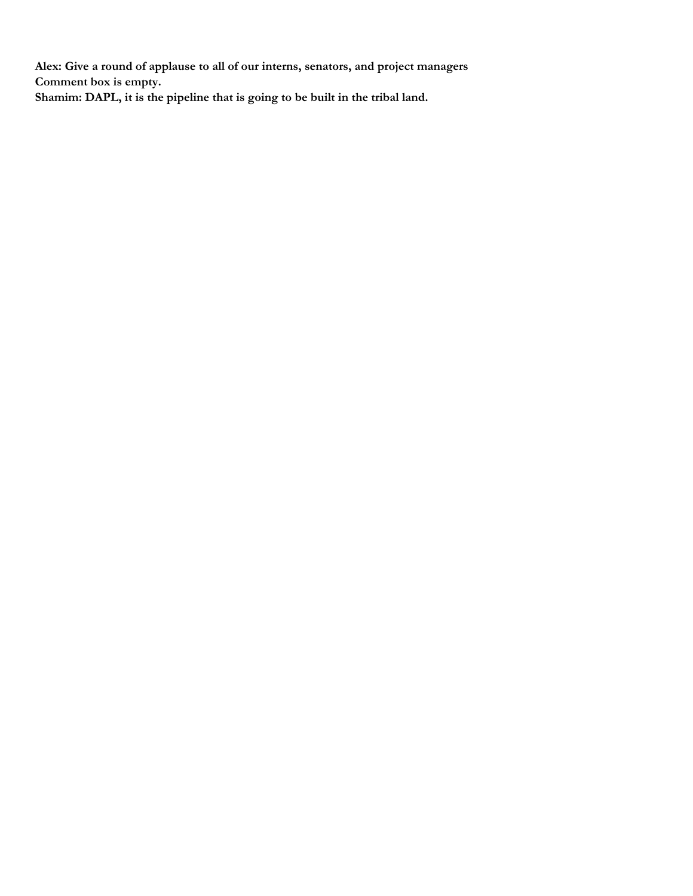**Alex: Give a round of applause to all of our interns, senators, and project managers**
**Comment box is empty.**
**Shamim: DAPL, it is the pipeline that is going to be built in the tribal land.**